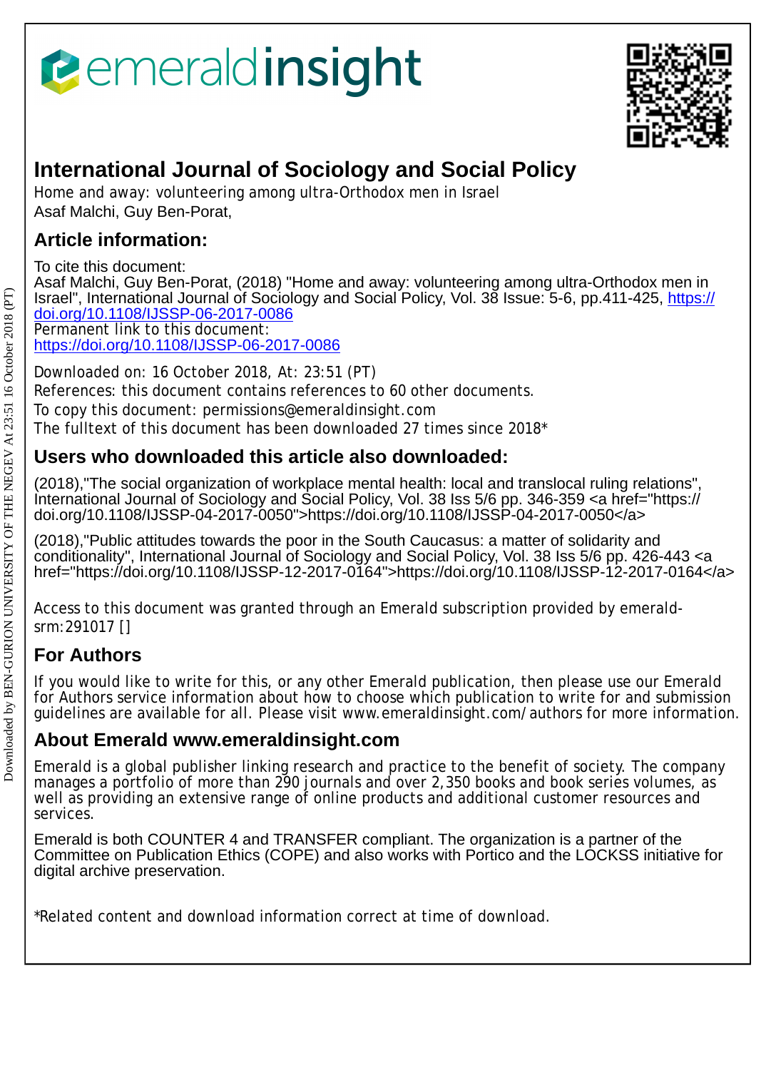emeraldinsight

# International Journal of Sociology and Social Policy

Home and away: volunteering among ultra-Orthodox men in Israel
Asaf Malchi, Guy Ben-Porat,

## Article information:

To cite this document:
Asaf Malchi, Guy Ben-Porat, (2018) "Home and away: volunteering among ultra-Orthodox men in Israel", International Journal of Sociology and Social Policy, Vol. 38 Issue: 5-6, pp.411-425, https://doi.org/10.1108/IJSSP-06-2017-0086
Permanent link to this document:
https://doi.org/10.1108/IJSSP-06-2017-0086

Downloaded on: 16 October 2018, At: 23:51 (PT)
References: this document contains references to 60 other documents.
To copy this document: permissions@emeraldinsight.com
The fulltext of this document has been downloaded 27 times since 2018*

## Users who downloaded this article also downloaded:

(2018),"The social organization of workplace mental health: local and translocal ruling relations", International Journal of Sociology and Social Policy, Vol. 38 Iss 5/6 pp. 346-359 <a href="https://doi.org/10.1108/IJSSP-04-2017-0050">https://doi.org/10.1108/IJSSP-04-2017-0050</a>

(2018),"Public attitudes towards the poor in the South Caucasus: a matter of solidarity and conditionality", International Journal of Sociology and Social Policy, Vol. 38 Iss 5/6 pp. 426-443 <a href="https://doi.org/10.1108/IJSSP-12-2017-0164">https://doi.org/10.1108/IJSSP-12-2017-0164</a>

Access to this document was granted through an Emerald subscription provided by emerald-srm:291017 []

## For Authors

If you would like to write for this, or any other Emerald publication, then please use our Emerald for Authors service information about how to choose which publication to write for and submission guidelines are available for all. Please visit www.emeraldinsight.com/authors for more information.

## About Emerald www.emeraldinsight.com

Emerald is a global publisher linking research and practice to the benefit of society. The company manages a portfolio of more than 290 journals and over 2,350 books and book series volumes, as well as providing an extensive range of online products and additional customer resources and services.

Emerald is both COUNTER 4 and TRANSFER compliant. The organization is a partner of the Committee on Publication Ethics (COPE) and also works with Portico and the LOCKSS initiative for digital archive preservation.

*Related content and download information correct at time of download.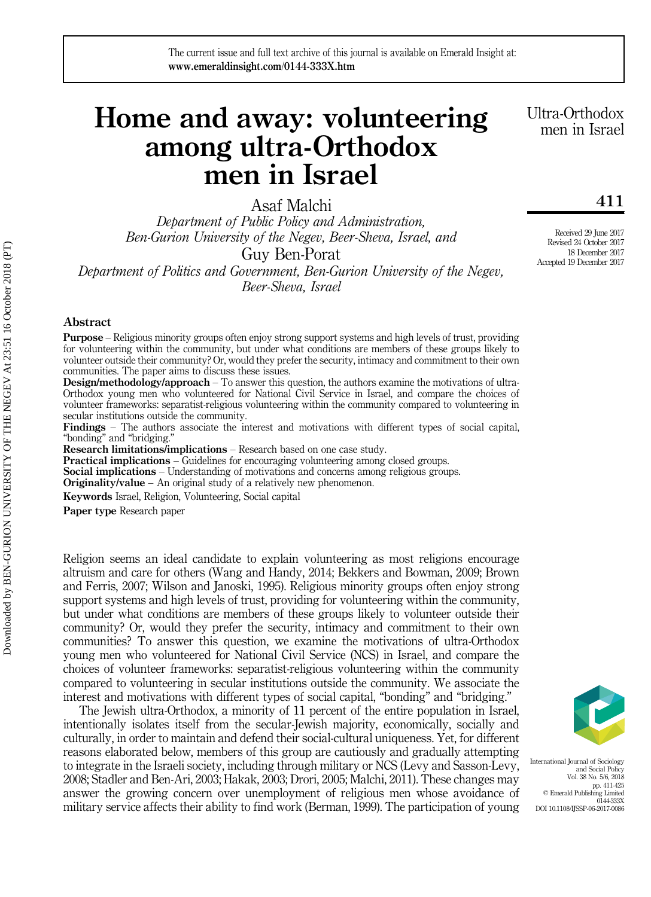# Home and away: volunteering among ultra-Orthodox men in Israel

Asaf Malchi

*Department of Public Policy and Administration, Ben-Gurion University of the Negev, Beer-Sheva, Israel, and*

Guy Ben-Porat

*Department of Politics and Government, Ben-Gurion University of the Negev, Beer-Sheva, Israel*

Received 29 June 2017
Revised 24 October 2017
18 December 2017
Accepted 19 December 2017

## Abstract

**Purpose** – Religious minority groups often enjoy strong support systems and high levels of trust, providing for volunteering within the community, but under what conditions are members of these groups likely to volunteer outside their community? Or, would they prefer the security, intimacy and commitment to their own communities. The paper aims to discuss these issues.

**Design/methodology/approach** – To answer this question, the authors examine the motivations of ultra-Orthodox young men who volunteered for National Civil Service in Israel, and compare the choices of volunteer frameworks: separatist-religious volunteering within the community compared to volunteering in secular institutions outside the community.

**Findings** – The authors associate the interest and motivations with different types of social capital, "bonding" and "bridging."

**Research limitations/implications** – Research based on one case study.

**Practical implications** – Guidelines for encouraging volunteering among closed groups.

**Social implications** – Understanding of motivations and concerns among religious groups.

**Originality/value** – An original study of a relatively new phenomenon.

**Keywords** Israel, Religion, Volunteering, Social capital

**Paper type** Research paper

Religion seems an ideal candidate to explain volunteering as most religions encourage altruism and care for others (Wang and Handy, 2014; Bekkers and Bowman, 2009; Brown and Ferris, 2007; Wilson and Janoski, 1995). Religious minority groups often enjoy strong support systems and high levels of trust, providing for volunteering within the community, but under what conditions are members of these groups likely to volunteer outside their community? Or, would they prefer the security, intimacy and commitment to their own communities? To answer this question, we examine the motivations of ultra-Orthodox young men who volunteered for National Civil Service (NCS) in Israel, and compare the choices of volunteer frameworks: separatist-religious volunteering within the community compared to volunteering in secular institutions outside the community. We associate the interest and motivations with different types of social capital, "bonding" and "bridging."

The Jewish ultra-Orthodox, a minority of 11 percent of the entire population in Israel, intentionally isolates itself from the secular-Jewish majority, economically, socially and culturally, in order to maintain and defend their social-cultural uniqueness. Yet, for different reasons elaborated below, members of this group are cautiously and gradually attempting to integrate in the Israeli society, including through military or NCS (Levy and Sasson-Levy, 2008; Stadler and Ben-Ari, 2003; Hakak, 2003; Drori, 2005; Malchi, 2011). These changes may answer the growing concern over unemployment of religious men whose avoidance of military service affects their ability to find work (Berman, 1999). The participation of young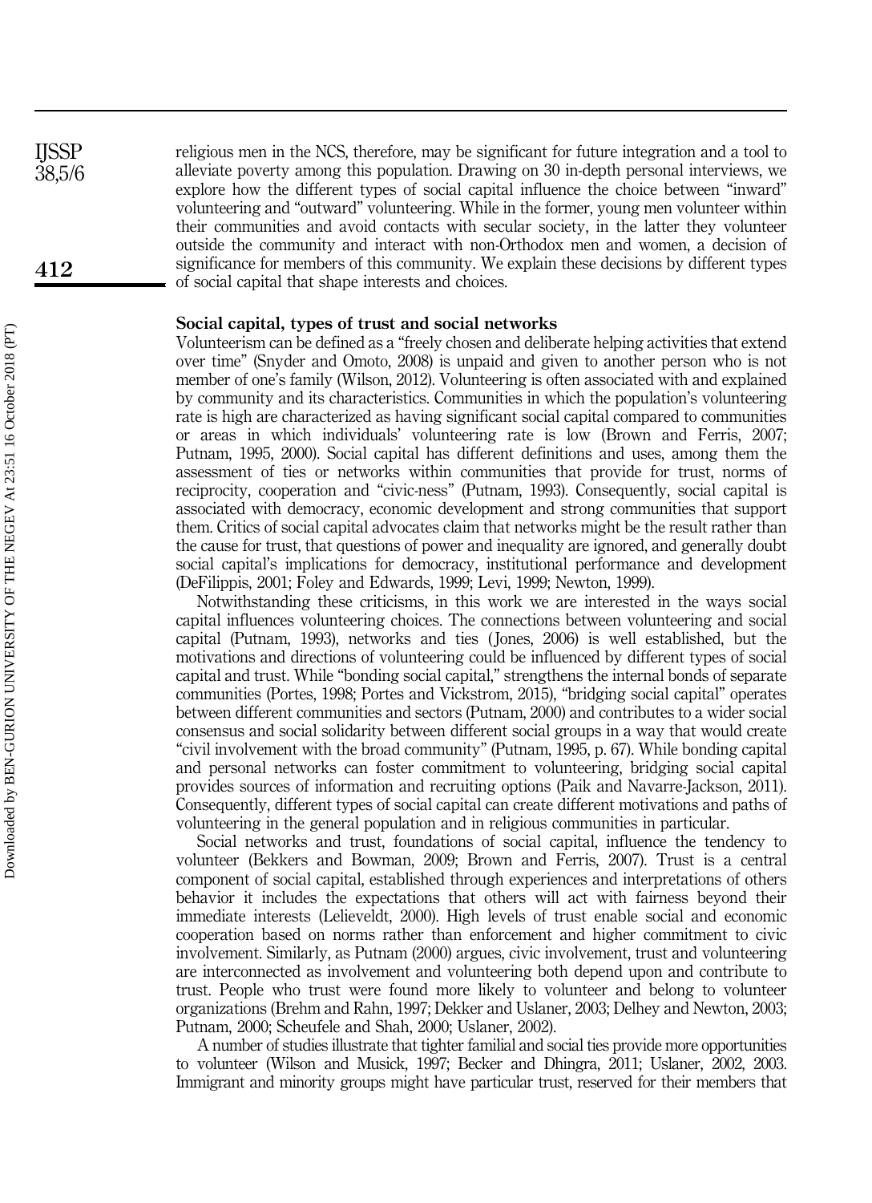religious men in the NCS, therefore, may be significant for future integration and a tool to alleviate poverty among this population. Drawing on 30 in-depth personal interviews, we explore how the different types of social capital influence the choice between "inward" volunteering and "outward" volunteering. While in the former, young men volunteer within their communities and avoid contacts with secular society, in the latter they volunteer outside the community and interact with non-Orthodox men and women, a decision of significance for members of this community. We explain these decisions by different types of social capital that shape interests and choices.

## Social capital, types of trust and social networks

Volunteerism can be defined as a "freely chosen and deliberate helping activities that extend over time" (Snyder and Omoto, 2008) is unpaid and given to another person who is not member of one's family (Wilson, 2012). Volunteering is often associated with and explained by community and its characteristics. Communities in which the population's volunteering rate is high are characterized as having significant social capital compared to communities or areas in which individuals' volunteering rate is low (Brown and Ferris, 2007; Putnam, 1995, 2000). Social capital has different definitions and uses, among them the assessment of ties or networks within communities that provide for trust, norms of reciprocity, cooperation and "civic-ness" (Putnam, 1993). Consequently, social capital is associated with democracy, economic development and strong communities that support them. Critics of social capital advocates claim that networks might be the result rather than the cause for trust, that questions of power and inequality are ignored, and generally doubt social capital's implications for democracy, institutional performance and development (DeFilippis, 2001; Foley and Edwards, 1999; Levi, 1999; Newton, 1999).

Notwithstanding these criticisms, in this work we are interested in the ways social capital influences volunteering choices. The connections between volunteering and social capital (Putnam, 1993), networks and ties (Jones, 2006) is well established, but the motivations and directions of volunteering could be influenced by different types of social capital and trust. While "bonding social capital," strengthens the internal bonds of separate communities (Portes, 1998; Portes and Vickstrom, 2015), "bridging social capital" operates between different communities and sectors (Putnam, 2000) and contributes to a wider social consensus and social solidarity between different social groups in a way that would create "civil involvement with the broad community" (Putnam, 1995, p. 67). While bonding capital and personal networks can foster commitment to volunteering, bridging social capital provides sources of information and recruiting options (Paik and Navarre-Jackson, 2011). Consequently, different types of social capital can create different motivations and paths of volunteering in the general population and in religious communities in particular.

Social networks and trust, foundations of social capital, influence the tendency to volunteer (Bekkers and Bowman, 2009; Brown and Ferris, 2007). Trust is a central component of social capital, established through experiences and interpretations of others behavior it includes the expectations that others will act with fairness beyond their immediate interests (Lelieveldt, 2000). High levels of trust enable social and economic cooperation based on norms rather than enforcement and higher commitment to civic involvement. Similarly, as Putnam (2000) argues, civic involvement, trust and volunteering are interconnected as involvement and volunteering both depend upon and contribute to trust. People who trust were found more likely to volunteer and belong to volunteer organizations (Brehm and Rahn, 1997; Dekker and Uslaner, 2003; Delhey and Newton, 2003; Putnam, 2000; Scheufele and Shah, 2000; Uslaner, 2002).

A number of studies illustrate that tighter familial and social ties provide more opportunities to volunteer (Wilson and Musick, 1997; Becker and Dhingra, 2011; Uslaner, 2002, 2003. Immigrant and minority groups might have particular trust, reserved for their members that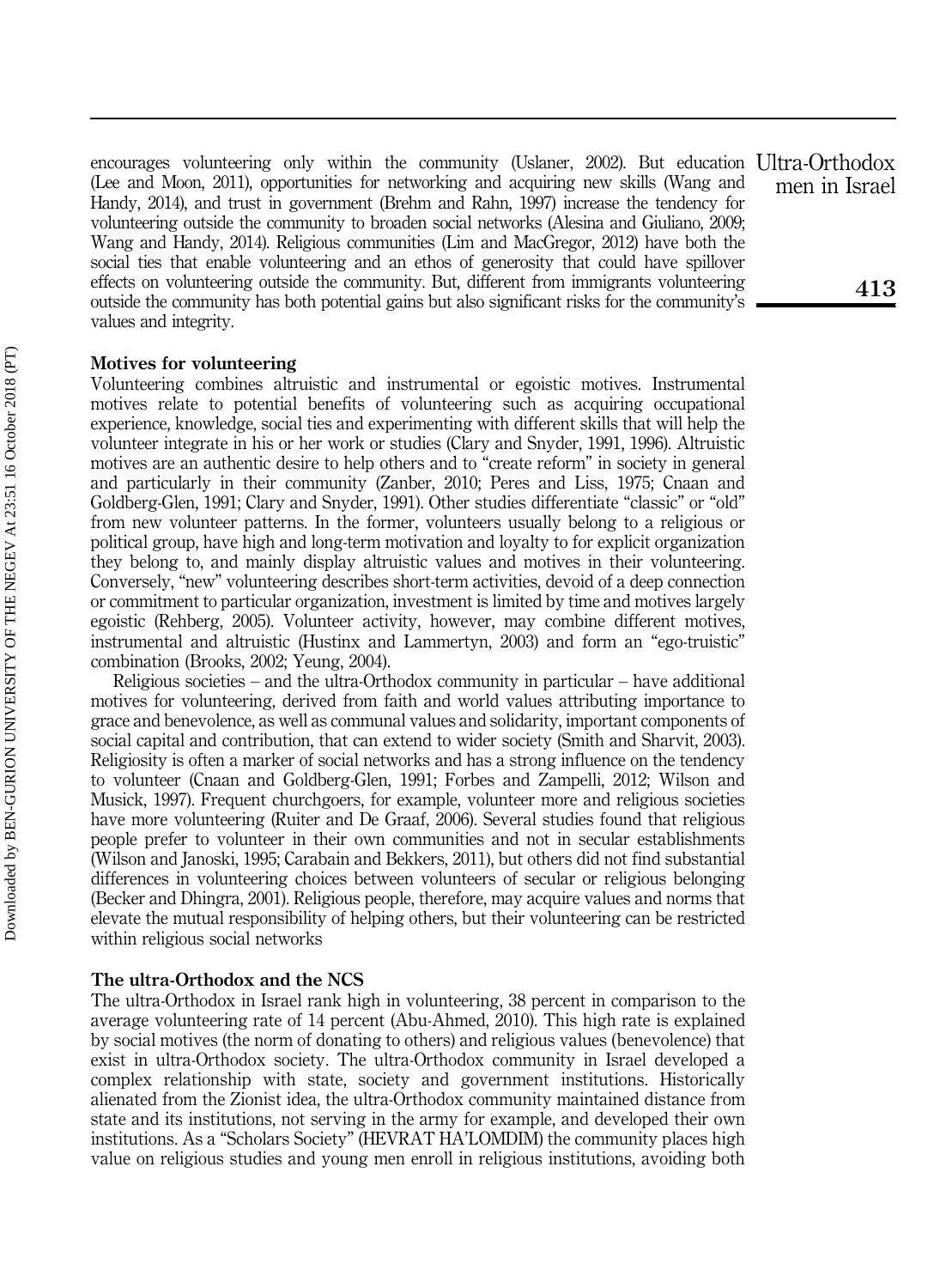encourages volunteering only within the community (Uslaner, 2002). But education (Lee and Moon, 2011), opportunities for networking and acquiring new skills (Wang and Handy, 2014), and trust in government (Brehm and Rahn, 1997) increase the tendency for volunteering outside the community to broaden social networks (Alesina and Giuliano, 2009; Wang and Handy, 2014). Religious communities (Lim and MacGregor, 2012) have both the social ties that enable volunteering and an ethos of generosity that could have spillover effects on volunteering outside the community. But, different from immigrants volunteering outside the community has both potential gains but also significant risks for the community's values and integrity.

### Motives for volunteering

Volunteering combines altruistic and instrumental or egoistic motives. Instrumental motives relate to potential benefits of volunteering such as acquiring occupational experience, knowledge, social ties and experimenting with different skills that will help the volunteer integrate in his or her work or studies (Clary and Snyder, 1991, 1996). Altruistic motives are an authentic desire to help others and to "create reform" in society in general and particularly in their community (Zanber, 2010; Peres and Liss, 1975; Cnaan and Goldberg-Glen, 1991; Clary and Snyder, 1991). Other studies differentiate "classic" or "old" from new volunteer patterns. In the former, volunteers usually belong to a religious or political group, have high and long-term motivation and loyalty to for explicit organization they belong to, and mainly display altruistic values and motives in their volunteering. Conversely, "new" volunteering describes short-term activities, devoid of a deep connection or commitment to particular organization, investment is limited by time and motives largely egoistic (Rehberg, 2005). Volunteer activity, however, may combine different motives, instrumental and altruistic (Hustinx and Lammertyn, 2003) and form an "ego-truistic" combination (Brooks, 2002; Yeung, 2004).

Religious societies – and the ultra-Orthodox community in particular – have additional motives for volunteering, derived from faith and world values attributing importance to grace and benevolence, as well as communal values and solidarity, important components of social capital and contribution, that can extend to wider society (Smith and Sharvit, 2003). Religiosity is often a marker of social networks and has a strong influence on the tendency to volunteer (Cnaan and Goldberg-Glen, 1991; Forbes and Zampelli, 2012; Wilson and Musick, 1997). Frequent churchgoers, for example, volunteer more and religious societies have more volunteering (Ruiter and De Graaf, 2006). Several studies found that religious people prefer to volunteer in their own communities and not in secular establishments (Wilson and Janoski, 1995; Carabain and Bekkers, 2011), but others did not find substantial differences in volunteering choices between volunteers of secular or religious belonging (Becker and Dhingra, 2001). Religious people, therefore, may acquire values and norms that elevate the mutual responsibility of helping others, but their volunteering can be restricted within religious social networks

### The ultra-Orthodox and the NCS

The ultra-Orthodox in Israel rank high in volunteering, 38 percent in comparison to the average volunteering rate of 14 percent (Abu-Ahmed, 2010). This high rate is explained by social motives (the norm of donating to others) and religious values (benevolence) that exist in ultra-Orthodox society. The ultra-Orthodox community in Israel developed a complex relationship with state, society and government institutions. Historically alienated from the Zionist idea, the ultra-Orthodox community maintained distance from state and its institutions, not serving in the army for example, and developed their own institutions. As a "Scholars Society" (HEVRAT HA'LOMDIM) the community places high value on religious studies and young men enroll in religious institutions, avoiding both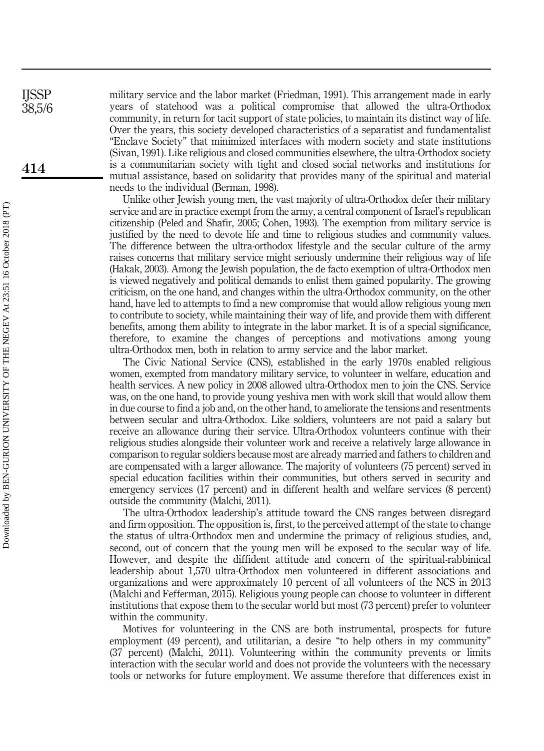military service and the labor market (Friedman, 1991). This arrangement made in early years of statehood was a political compromise that allowed the ultra-Orthodox community, in return for tacit support of state policies, to maintain its distinct way of life. Over the years, this society developed characteristics of a separatist and fundamentalist "Enclave Society" that minimized interfaces with modern society and state institutions (Sivan, 1991). Like religious and closed communities elsewhere, the ultra-Orthodox society is a communitarian society with tight and closed social networks and institutions for mutual assistance, based on solidarity that provides many of the spiritual and material needs to the individual (Berman, 1998).

Unlike other Jewish young men, the vast majority of ultra-Orthodox defer their military service and are in practice exempt from the army, a central component of Israel's republican citizenship (Peled and Shafir, 2005; Cohen, 1993). The exemption from military service is justified by the need to devote life and time to religious studies and community values. The difference between the ultra-orthodox lifestyle and the secular culture of the army raises concerns that military service might seriously undermine their religious way of life (Hakak, 2003). Among the Jewish population, the de facto exemption of ultra-Orthodox men is viewed negatively and political demands to enlist them gained popularity. The growing criticism, on the one hand, and changes within the ultra-Orthodox community, on the other hand, have led to attempts to find a new compromise that would allow religious young men to contribute to society, while maintaining their way of life, and provide them with different benefits, among them ability to integrate in the labor market. It is of a special significance, therefore, to examine the changes of perceptions and motivations among young ultra-Orthodox men, both in relation to army service and the labor market.

The Civic National Service (CNS), established in the early 1970s enabled religious women, exempted from mandatory military service, to volunteer in welfare, education and health services. A new policy in 2008 allowed ultra-Orthodox men to join the CNS. Service was, on the one hand, to provide young yeshiva men with work skill that would allow them in due course to find a job and, on the other hand, to ameliorate the tensions and resentments between secular and ultra-Orthodox. Like soldiers, volunteers are not paid a salary but receive an allowance during their service. Ultra-Orthodox volunteers continue with their religious studies alongside their volunteer work and receive a relatively large allowance in comparison to regular soldiers because most are already married and fathers to children and are compensated with a larger allowance. The majority of volunteers (75 percent) served in special education facilities within their communities, but others served in security and emergency services (17 percent) and in different health and welfare services (8 percent) outside the community (Malchi, 2011).

The ultra-Orthodox leadership's attitude toward the CNS ranges between disregard and firm opposition. The opposition is, first, to the perceived attempt of the state to change the status of ultra-Orthodox men and undermine the primacy of religious studies, and, second, out of concern that the young men will be exposed to the secular way of life. However, and despite the diffident attitude and concern of the spiritual-rabbinical leadership about 1,570 ultra-Orthodox men volunteered in different associations and organizations and were approximately 10 percent of all volunteers of the NCS in 2013 (Malchi and Fefferman, 2015). Religious young people can choose to volunteer in different institutions that expose them to the secular world but most (73 percent) prefer to volunteer within the community.

Motives for volunteering in the CNS are both instrumental, prospects for future employment (49 percent), and utilitarian, a desire "to help others in my community" (37 percent) (Malchi, 2011). Volunteering within the community prevents or limits interaction with the secular world and does not provide the volunteers with the necessary tools or networks for future employment. We assume therefore that differences exist in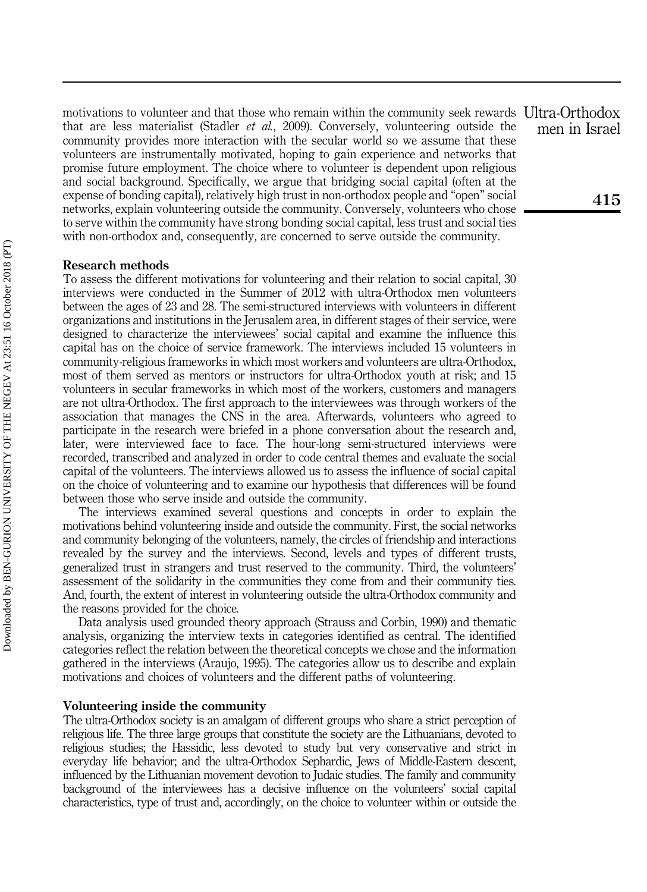motivations to volunteer and that those who remain within the community seek rewards that are less materialist (Stadler *et al.*, 2009). Conversely, volunteering outside the community provides more interaction with the secular world so we assume that these volunteers are instrumentally motivated, hoping to gain experience and networks that promise future employment. The choice where to volunteer is dependent upon religious and social background. Specifically, we argue that bridging social capital (often at the expense of bonding capital), relatively high trust in non-orthodox people and "open" social networks, explain volunteering outside the community. Conversely, volunteers who chose to serve within the community have strong bonding social capital, less trust and social ties with non-orthodox and, consequently, are concerned to serve outside the community.

## Research methods

To assess the different motivations for volunteering and their relation to social capital, 30 interviews were conducted in the Summer of 2012 with ultra-Orthodox men volunteers between the ages of 23 and 28. The semi-structured interviews with volunteers in different organizations and institutions in the Jerusalem area, in different stages of their service, were designed to characterize the interviewees' social capital and examine the influence this capital has on the choice of service framework. The interviews included 15 volunteers in community-religious frameworks in which most workers and volunteers are ultra-Orthodox, most of them served as mentors or instructors for ultra-Orthodox youth at risk; and 15 volunteers in secular frameworks in which most of the workers, customers and managers are not ultra-Orthodox. The first approach to the interviewees was through workers of the association that manages the CNS in the area. Afterwards, volunteers who agreed to participate in the research were briefed in a phone conversation about the research and, later, were interviewed face to face. The hour-long semi-structured interviews were recorded, transcribed and analyzed in order to code central themes and evaluate the social capital of the volunteers. The interviews allowed us to assess the influence of social capital on the choice of volunteering and to examine our hypothesis that differences will be found between those who serve inside and outside the community.

The interviews examined several questions and concepts in order to explain the motivations behind volunteering inside and outside the community. First, the social networks and community belonging of the volunteers, namely, the circles of friendship and interactions revealed by the survey and the interviews. Second, levels and types of different trusts, generalized trust in strangers and trust reserved to the community. Third, the volunteers' assessment of the solidarity in the communities they come from and their community ties. And, fourth, the extent of interest in volunteering outside the ultra-Orthodox community and the reasons provided for the choice.

Data analysis used grounded theory approach (Strauss and Corbin, 1990) and thematic analysis, organizing the interview texts in categories identified as central. The identified categories reflect the relation between the theoretical concepts we chose and the information gathered in the interviews (Araujo, 1995). The categories allow us to describe and explain motivations and choices of volunteers and the different paths of volunteering.

## Volunteering inside the community

The ultra-Orthodox society is an amalgam of different groups who share a strict perception of religious life. The three large groups that constitute the society are the Lithuanians, devoted to religious studies; the Hassidic, less devoted to study but very conservative and strict in everyday life behavior; and the ultra-Orthodox Sephardic, Jews of Middle-Eastern descent, influenced by the Lithuanian movement devotion to Judaic studies. The family and community background of the interviewees has a decisive influence on the volunteers' social capital characteristics, type of trust and, accordingly, on the choice to volunteer within or outside the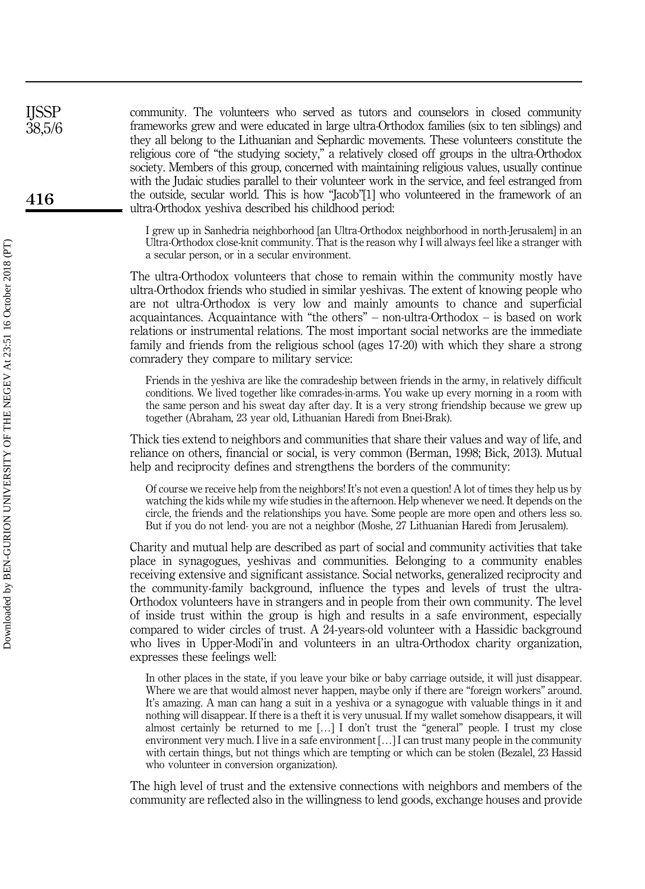community. The volunteers who served as tutors and counselors in closed community frameworks grew and were educated in large ultra-Orthodox families (six to ten siblings) and they all belong to the Lithuanian and Sephardic movements. These volunteers constitute the religious core of "the studying society," a relatively closed off groups in the ultra-Orthodox society. Members of this group, concerned with maintaining religious values, usually continue with the Judaic studies parallel to their volunteer work in the service, and feel estranged from the outside, secular world. This is how "Jacob"[1] who volunteered in the framework of an ultra-Orthodox yeshiva described his childhood period:

> I grew up in Sanhedria neighborhood [an Ultra-Orthodox neighborhood in north-Jerusalem] in an Ultra-Orthodox close-knit community. That is the reason why I will always feel like a stranger with a secular person, or in a secular environment.

The ultra-Orthodox volunteers that chose to remain within the community mostly have ultra-Orthodox friends who studied in similar yeshivas. The extent of knowing people who are not ultra-Orthodox is very low and mainly amounts to chance and superficial acquaintances. Acquaintance with "the others" – non-ultra-Orthodox – is based on work relations or instrumental relations. The most important social networks are the immediate family and friends from the religious school (ages 17-20) with which they share a strong comradery they compare to military service:

> Friends in the yeshiva are like the comradeship between friends in the army, in relatively difficult conditions. We lived together like comrades-in-arms. You wake up every morning in a room with the same person and his sweat day after day. It is a very strong friendship because we grew up together (Abraham, 23 year old, Lithuanian Haredi from Bnei-Brak).

Thick ties extend to neighbors and communities that share their values and way of life, and reliance on others, financial or social, is very common (Berman, 1998; Bick, 2013). Mutual help and reciprocity defines and strengthens the borders of the community:

> Of course we receive help from the neighbors! It's not even a question! A lot of times they help us by watching the kids while my wife studies in the afternoon. Help whenever we need. It depends on the circle, the friends and the relationships you have. Some people are more open and others less so. But if you do not lend- you are not a neighbor (Moshe, 27 Lithuanian Haredi from Jerusalem).

Charity and mutual help are described as part of social and community activities that take place in synagogues, yeshivas and communities. Belonging to a community enables receiving extensive and significant assistance. Social networks, generalized reciprocity and the community-family background, influence the types and levels of trust the ultra-Orthodox volunteers have in strangers and in people from their own community. The level of inside trust within the group is high and results in a safe environment, especially compared to wider circles of trust. A 24-years-old volunteer with a Hassidic background who lives in Upper-Modi'in and volunteers in an ultra-Orthodox charity organization, expresses these feelings well:

> In other places in the state, if you leave your bike or baby carriage outside, it will just disappear. Where we are that would almost never happen, maybe only if there are "foreign workers" around. It's amazing. A man can hang a suit in a yeshiva or a synagogue with valuable things in it and nothing will disappear. If there is a theft it is very unusual. If my wallet somehow disappears, it will almost certainly be returned to me […] I don't trust the "general" people. I trust my close environment very much. I live in a safe environment […] I can trust many people in the community with certain things, but not things which are tempting or which can be stolen (Bezalel, 23 Hassid who volunteer in conversion organization).

The high level of trust and the extensive connections with neighbors and members of the community are reflected also in the willingness to lend goods, exchange houses and provide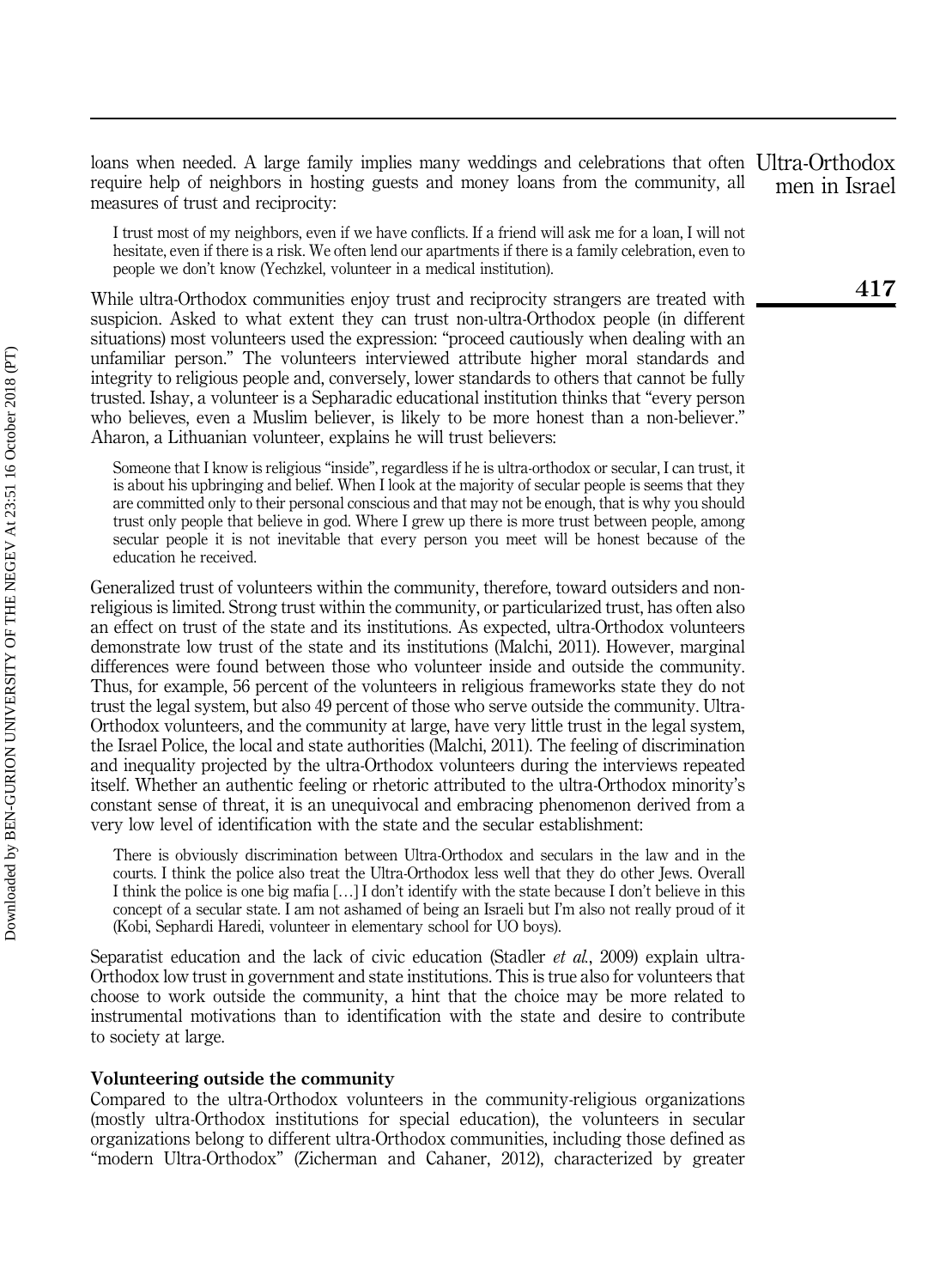loans when needed. A large family implies many weddings and celebrations that often require help of neighbors in hosting guests and money loans from the community, all measures of trust and reciprocity:

> I trust most of my neighbors, even if we have conflicts. If a friend will ask me for a loan, I will not hesitate, even if there is a risk. We often lend our apartments if there is a family celebration, even to people we don't know (Yechzkel, volunteer in a medical institution).

While ultra-Orthodox communities enjoy trust and reciprocity strangers are treated with suspicion. Asked to what extent they can trust non-ultra-Orthodox people (in different situations) most volunteers used the expression: "proceed cautiously when dealing with an unfamiliar person." The volunteers interviewed attribute higher moral standards and integrity to religious people and, conversely, lower standards to others that cannot be fully trusted. Ishay, a volunteer is a Sepharadic educational institution thinks that "every person who believes, even a Muslim believer, is likely to be more honest than a non-believer." Aharon, a Lithuanian volunteer, explains he will trust believers:

> Someone that I know is religious "inside", regardless if he is ultra-orthodox or secular, I can trust, it is about his upbringing and belief. When I look at the majority of secular people is seems that they are committed only to their personal conscious and that may not be enough, that is why you should trust only people that believe in god. Where I grew up there is more trust between people, among secular people it is not inevitable that every person you meet will be honest because of the education he received.

Generalized trust of volunteers within the community, therefore, toward outsiders and non-religious is limited. Strong trust within the community, or particularized trust, has often also an effect on trust of the state and its institutions. As expected, ultra-Orthodox volunteers demonstrate low trust of the state and its institutions (Malchi, 2011). However, marginal differences were found between those who volunteer inside and outside the community. Thus, for example, 56 percent of the volunteers in religious frameworks state they do not trust the legal system, but also 49 percent of those who serve outside the community. Ultra-Orthodox volunteers, and the community at large, have very little trust in the legal system, the Israel Police, the local and state authorities (Malchi, 2011). The feeling of discrimination and inequality projected by the ultra-Orthodox volunteers during the interviews repeated itself. Whether an authentic feeling or rhetoric attributed to the ultra-Orthodox minority's constant sense of threat, it is an unequivocal and embracing phenomenon derived from a very low level of identification with the state and the secular establishment:

> There is obviously discrimination between Ultra-Orthodox and seculars in the law and in the courts. I think the police also treat the Ultra-Orthodox less well that they do other Jews. Overall I think the police is one big mafia […] I don't identify with the state because I don't believe in this concept of a secular state. I am not ashamed of being an Israeli but I'm also not really proud of it (Kobi, Sephardi Haredi, volunteer in elementary school for UO boys).

Separatist education and the lack of civic education (Stadler *et al.*, 2009) explain ultra-Orthodox low trust in government and state institutions. This is true also for volunteers that choose to work outside the community, a hint that the choice may be more related to instrumental motivations than to identification with the state and desire to contribute to society at large.

### Volunteering outside the community

Compared to the ultra-Orthodox volunteers in the community-religious organizations (mostly ultra-Orthodox institutions for special education), the volunteers in secular organizations belong to different ultra-Orthodox communities, including those defined as "modern Ultra-Orthodox" (Zicherman and Cahaner, 2012), characterized by greater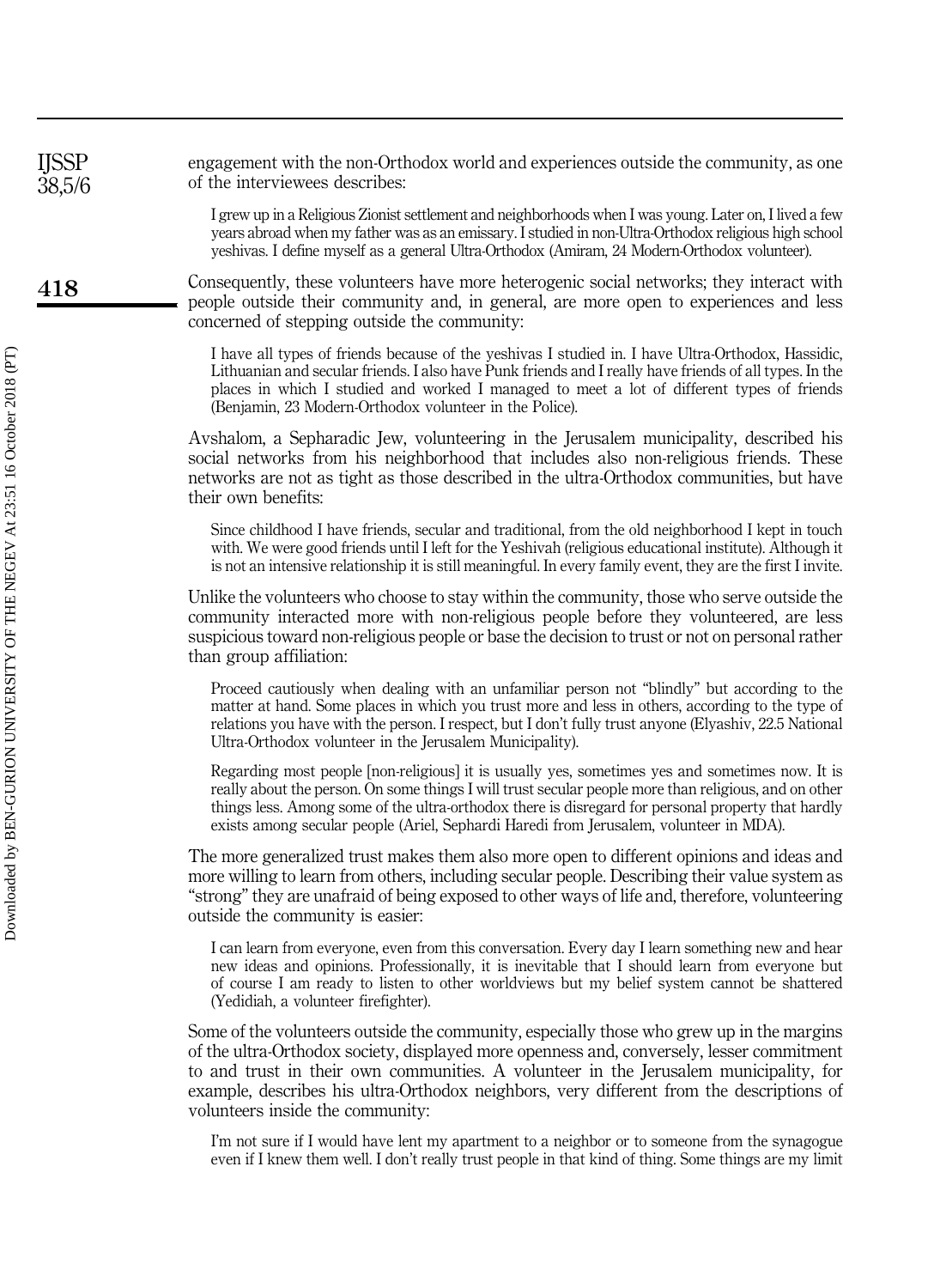engagement with the non-Orthodox world and experiences outside the community, as one of the interviewees describes:

> I grew up in a Religious Zionist settlement and neighborhoods when I was young. Later on, I lived a few years abroad when my father was as an emissary. I studied in non-Ultra-Orthodox religious high school yeshivas. I define myself as a general Ultra-Orthodox (Amiram, 24 Modern-Orthodox volunteer).

Consequently, these volunteers have more heterogenic social networks; they interact with people outside their community and, in general, are more open to experiences and less concerned of stepping outside the community:

> I have all types of friends because of the yeshivas I studied in. I have Ultra-Orthodox, Hassidic, Lithuanian and secular friends. I also have Punk friends and I really have friends of all types. In the places in which I studied and worked I managed to meet a lot of different types of friends (Benjamin, 23 Modern-Orthodox volunteer in the Police).

Avshalom, a Sepharadic Jew, volunteering in the Jerusalem municipality, described his social networks from his neighborhood that includes also non-religious friends. These networks are not as tight as those described in the ultra-Orthodox communities, but have their own benefits:

> Since childhood I have friends, secular and traditional, from the old neighborhood I kept in touch with. We were good friends until I left for the Yeshivah (religious educational institute). Although it is not an intensive relationship it is still meaningful. In every family event, they are the first I invite.

Unlike the volunteers who choose to stay within the community, those who serve outside the community interacted more with non-religious people before they volunteered, are less suspicious toward non-religious people or base the decision to trust or not on personal rather than group affiliation:

> Proceed cautiously when dealing with an unfamiliar person not "blindly" but according to the matter at hand. Some places in which you trust more and less in others, according to the type of relations you have with the person. I respect, but I don't fully trust anyone (Elyashiv, 22.5 National Ultra-Orthodox volunteer in the Jerusalem Municipality).

> Regarding most people [non-religious] it is usually yes, sometimes yes and sometimes now. It is really about the person. On some things I will trust secular people more than religious, and on other things less. Among some of the ultra-orthodox there is disregard for personal property that hardly exists among secular people (Ariel, Sephardi Haredi from Jerusalem, volunteer in MDA).

The more generalized trust makes them also more open to different opinions and ideas and more willing to learn from others, including secular people. Describing their value system as "strong" they are unafraid of being exposed to other ways of life and, therefore, volunteering outside the community is easier:

> I can learn from everyone, even from this conversation. Every day I learn something new and hear new ideas and opinions. Professionally, it is inevitable that I should learn from everyone but of course I am ready to listen to other worldviews but my belief system cannot be shattered (Yedidiah, a volunteer firefighter).

Some of the volunteers outside the community, especially those who grew up in the margins of the ultra-Orthodox society, displayed more openness and, conversely, lesser commitment to and trust in their own communities. A volunteer in the Jerusalem municipality, for example, describes his ultra-Orthodox neighbors, very different from the descriptions of volunteers inside the community:

> I'm not sure if I would have lent my apartment to a neighbor or to someone from the synagogue even if I knew them well. I don't really trust people in that kind of thing. Some things are my limit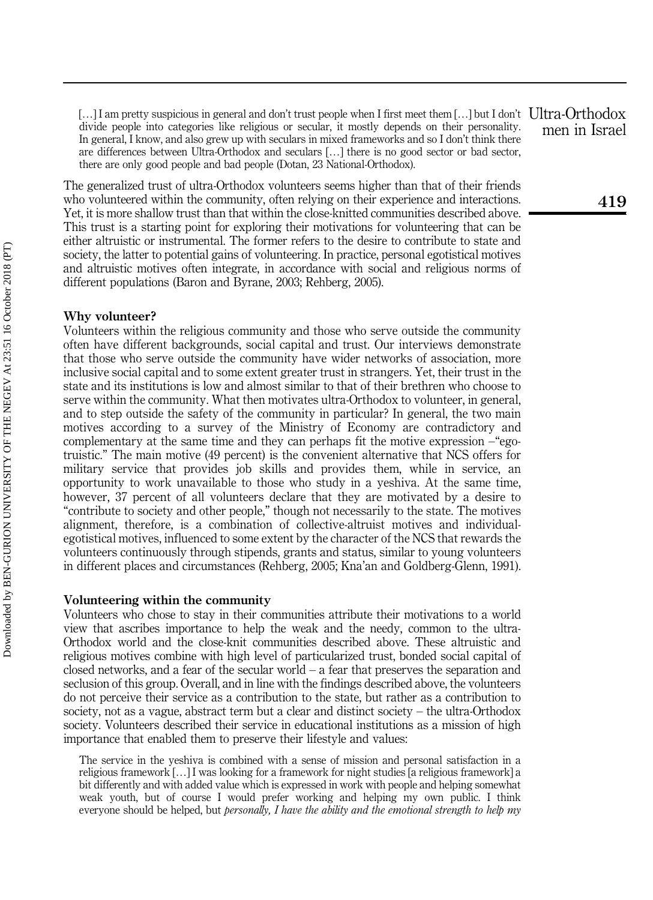> […] I am pretty suspicious in general and don't trust people when I first meet them […] but I don't divide people into categories like religious or secular, it mostly depends on their personality. In general, I know, and also grew up with seculars in mixed frameworks and so I don't think there are differences between Ultra-Orthodox and seculars […] there is no good sector or bad sector, there are only good people and bad people (Dotan, 23 National-Orthodox).

The generalized trust of ultra-Orthodox volunteers seems higher than that of their friends who volunteered within the community, often relying on their experience and interactions. Yet, it is more shallow trust than that within the close-knitted communities described above. This trust is a starting point for exploring their motivations for volunteering that can be either altruistic or instrumental. The former refers to the desire to contribute to state and society, the latter to potential gains of volunteering. In practice, personal egotistical motives and altruistic motives often integrate, in accordance with social and religious norms of different populations (Baron and Byrane, 2003; Rehberg, 2005).

### Why volunteer?

Volunteers within the religious community and those who serve outside the community often have different backgrounds, social capital and trust. Our interviews demonstrate that those who serve outside the community have wider networks of association, more inclusive social capital and to some extent greater trust in strangers. Yet, their trust in the state and its institutions is low and almost similar to that of their brethren who choose to serve within the community. What then motivates ultra-Orthodox to volunteer, in general, and to step outside the safety of the community in particular? In general, the two main motives according to a survey of the Ministry of Economy are contradictory and complementary at the same time and they can perhaps fit the motive expression –"ego-truistic." The main motive (49 percent) is the convenient alternative that NCS offers for military service that provides job skills and provides them, while in service, an opportunity to work unavailable to those who study in a yeshiva. At the same time, however, 37 percent of all volunteers declare that they are motivated by a desire to "contribute to society and other people," though not necessarily to the state. The motives alignment, therefore, is a combination of collective-altruist motives and individual-egotistical motives, influenced to some extent by the character of the NCS that rewards the volunteers continuously through stipends, grants and status, similar to young volunteers in different places and circumstances (Rehberg, 2005; Kna'an and Goldberg-Glenn, 1991).

### Volunteering within the community

Volunteers who chose to stay in their communities attribute their motivations to a world view that ascribes importance to help the weak and the needy, common to the ultra-Orthodox world and the close-knit communities described above. These altruistic and religious motives combine with high level of particularized trust, bonded social capital of closed networks, and a fear of the secular world – a fear that preserves the separation and seclusion of this group. Overall, and in line with the findings described above, the volunteers do not perceive their service as a contribution to the state, but rather as a contribution to society, not as a vague, abstract term but a clear and distinct society – the ultra-Orthodox society. Volunteers described their service in educational institutions as a mission of high importance that enabled them to preserve their lifestyle and values:

> The service in the yeshiva is combined with a sense of mission and personal satisfaction in a religious framework […] I was looking for a framework for night studies [a religious framework] a bit differently and with added value which is expressed in work with people and helping somewhat weak youth, but of course I would prefer working and helping my own public. I think everyone should be helped, but *personally, I have the ability and the emotional strength to help my*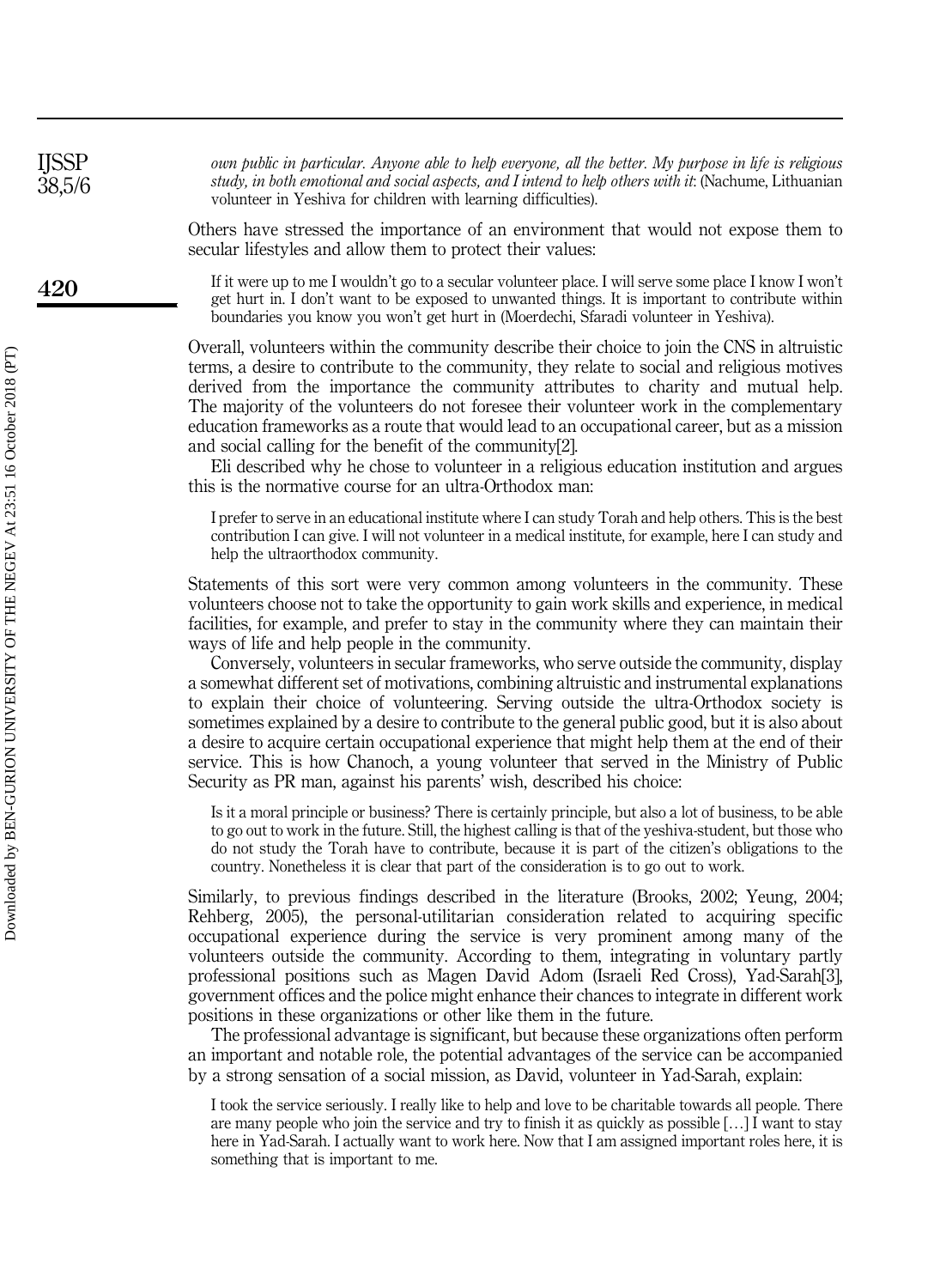*own public in particular. Anyone able to help everyone, all the better. My purpose in life is religious study, in both emotional and social aspects, and I intend to help others with it*: (Nachume, Lithuanian volunteer in Yeshiva for children with learning difficulties).

Others have stressed the importance of an environment that would not expose them to secular lifestyles and allow them to protect their values:

> If it were up to me I wouldn't go to a secular volunteer place. I will serve some place I know I won't get hurt in. I don't want to be exposed to unwanted things. It is important to contribute within boundaries you know you won't get hurt in (Moerdechi, Sfaradi volunteer in Yeshiva).

Overall, volunteers within the community describe their choice to join the CNS in altruistic terms, a desire to contribute to the community, they relate to social and religious motives derived from the importance the community attributes to charity and mutual help. The majority of the volunteers do not foresee their volunteer work in the complementary education frameworks as a route that would lead to an occupational career, but as a mission and social calling for the benefit of the community[2].

Eli described why he chose to volunteer in a religious education institution and argues this is the normative course for an ultra-Orthodox man:

> I prefer to serve in an educational institute where I can study Torah and help others. This is the best contribution I can give. I will not volunteer in a medical institute, for example, here I can study and help the ultraorthodox community.

Statements of this sort were very common among volunteers in the community. These volunteers choose not to take the opportunity to gain work skills and experience, in medical facilities, for example, and prefer to stay in the community where they can maintain their ways of life and help people in the community.

Conversely, volunteers in secular frameworks, who serve outside the community, display a somewhat different set of motivations, combining altruistic and instrumental explanations to explain their choice of volunteering. Serving outside the ultra-Orthodox society is sometimes explained by a desire to contribute to the general public good, but it is also about a desire to acquire certain occupational experience that might help them at the end of their service. This is how Chanoch, a young volunteer that served in the Ministry of Public Security as PR man, against his parents' wish, described his choice:

> Is it a moral principle or business? There is certainly principle, but also a lot of business, to be able to go out to work in the future. Still, the highest calling is that of the yeshiva-student, but those who do not study the Torah have to contribute, because it is part of the citizen's obligations to the country. Nonetheless it is clear that part of the consideration is to go out to work.

Similarly, to previous findings described in the literature (Brooks, 2002; Yeung, 2004; Rehberg, 2005), the personal-utilitarian consideration related to acquiring specific occupational experience during the service is very prominent among many of the volunteers outside the community. According to them, integrating in voluntary partly professional positions such as Magen David Adom (Israeli Red Cross), Yad-Sarah[3], government offices and the police might enhance their chances to integrate in different work positions in these organizations or other like them in the future.

The professional advantage is significant, but because these organizations often perform an important and notable role, the potential advantages of the service can be accompanied by a strong sensation of a social mission, as David, volunteer in Yad-Sarah, explain:

> I took the service seriously. I really like to help and love to be charitable towards all people. There are many people who join the service and try to finish it as quickly as possible […] I want to stay here in Yad-Sarah. I actually want to work here. Now that I am assigned important roles here, it is something that is important to me.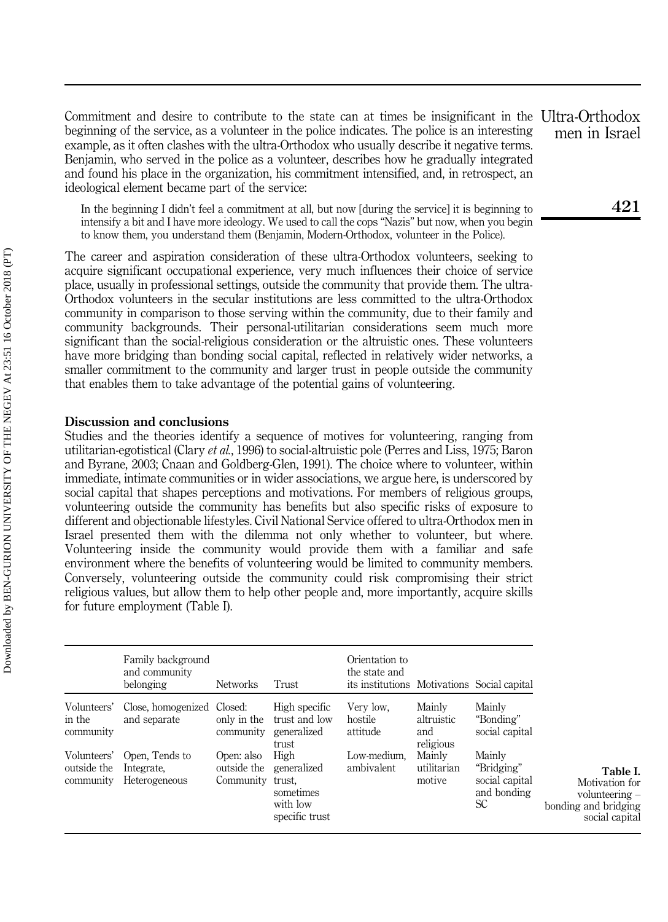Commitment and desire to contribute to the state can at times be insignificant in the beginning of the service, as a volunteer in the police indicates. The police is an interesting example, as it often clashes with the ultra-Orthodox who usually describe it negative terms. Benjamin, who served in the police as a volunteer, describes how he gradually integrated and found his place in the organization, his commitment intensified, and, in retrospect, an ideological element became part of the service:

> In the beginning I didn't feel a commitment at all, but now [during the service] it is beginning to intensify a bit and I have more ideology. We used to call the cops "Nazis" but now, when you begin to know them, you understand them (Benjamin, Modern-Orthodox, volunteer in the Police).

The career and aspiration consideration of these ultra-Orthodox volunteers, seeking to acquire significant occupational experience, very much influences their choice of service place, usually in professional settings, outside the community that provide them. The ultra-Orthodox volunteers in the secular institutions are less committed to the ultra-Orthodox community in comparison to those serving within the community, due to their family and community backgrounds. Their personal-utilitarian considerations seem much more significant than the social-religious consideration or the altruistic ones. These volunteers have more bridging than bonding social capital, reflected in relatively wider networks, a smaller commitment to the community and larger trust in people outside the community that enables them to take advantage of the potential gains of volunteering.

## Discussion and conclusions

Studies and the theories identify a sequence of motives for volunteering, ranging from utilitarian-egotistical (Clary *et al.*, 1996) to social-altruistic pole (Perres and Liss, 1975; Baron and Byrane, 2003; Cnaan and Goldberg-Glen, 1991). The choice where to volunteer, within immediate, intimate communities or in wider associations, we argue here, is underscored by social capital that shapes perceptions and motivations. For members of religious groups, volunteering outside the community has benefits but also specific risks of exposure to different and objectionable lifestyles. Civil National Service offered to ultra-Orthodox men in Israel presented them with the dilemma not only whether to volunteer, but where. Volunteering inside the community would provide them with a familiar and safe environment where the benefits of volunteering would be limited to community members. Conversely, volunteering outside the community could risk compromising their strict religious values, but allow them to help other people and, more importantly, acquire skills for future employment (Table I).

| | Family background and community belonging | Networks | Trust | Orientation to the state and its institutions | Motivations | Social capital |
|---|---|---|---|---|---|---|
| Volunteers' in the community | Close, homogenized and separate | Closed: only in the community | High specific trust and low generalized trust | Very low, hostile attitude | Mainly altruistic and religious | Mainly "Bonding" social capital |
| Volunteers' outside the community | Open, Tends to Integrate, Heterogeneous | Open: also outside the Community | High generalized trust, sometimes with low specific trust | Low-medium, ambivalent | Mainly utilitarian motive | Mainly "Bridging" social capital and bonding SC |

**Table I.** Motivation for volunteering – bonding and bridging social capital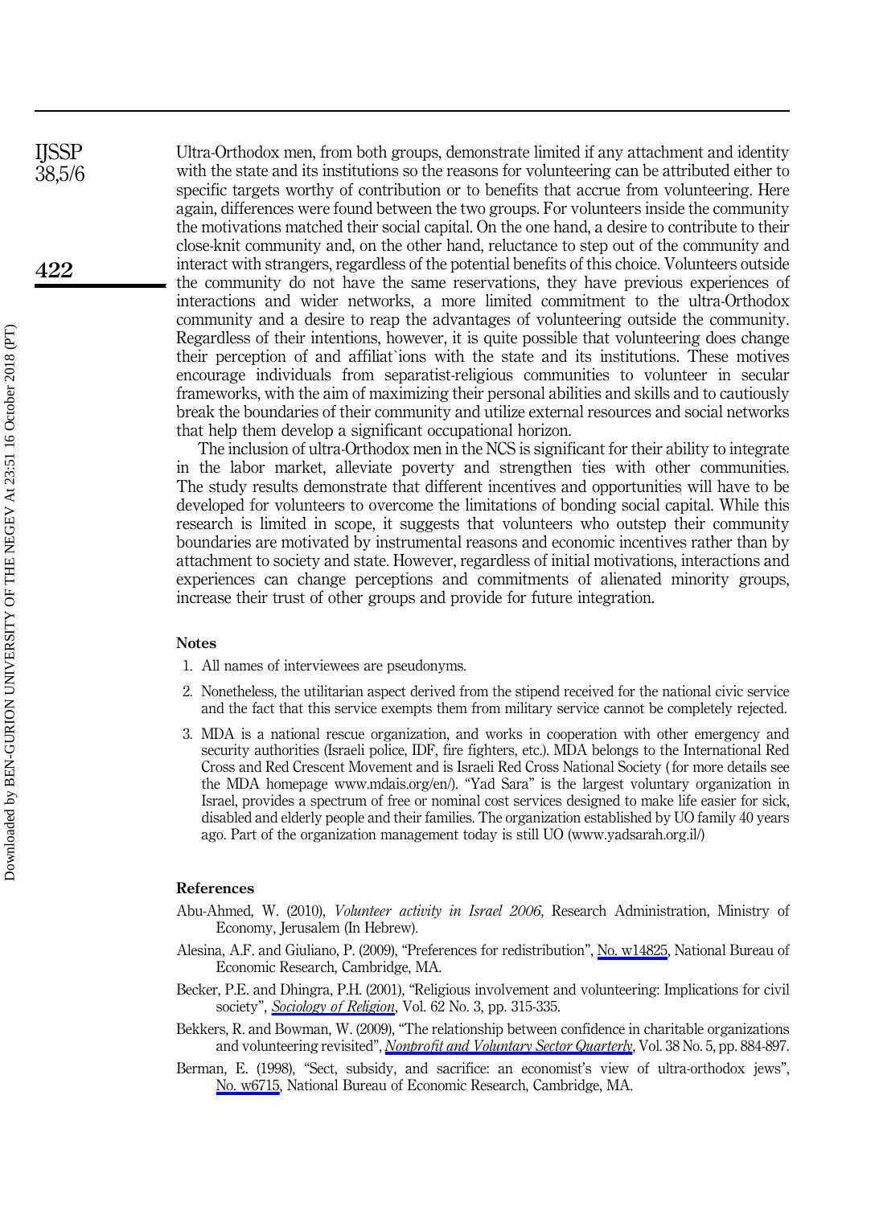Ultra-Orthodox men, from both groups, demonstrate limited if any attachment and identity with the state and its institutions so the reasons for volunteering can be attributed either to specific targets worthy of contribution or to benefits that accrue from volunteering. Here again, differences were found between the two groups. For volunteers inside the community the motivations matched their social capital. On the one hand, a desire to contribute to their close-knit community and, on the other hand, reluctance to step out of the community and interact with strangers, regardless of the potential benefits of this choice. Volunteers outside the community do not have the same reservations, they have previous experiences of interactions and wider networks, a more limited commitment to the ultra-Orthodox community and a desire to reap the advantages of volunteering outside the community. Regardless of their intentions, however, it is quite possible that volunteering does change their perception of and affiliat`ions with the state and its institutions. These motives encourage individuals from separatist-religious communities to volunteer in secular frameworks, with the aim of maximizing their personal abilities and skills and to cautiously break the boundaries of their community and utilize external resources and social networks that help them develop a significant occupational horizon.

The inclusion of ultra-Orthodox men in the NCS is significant for their ability to integrate in the labor market, alleviate poverty and strengthen ties with other communities. The study results demonstrate that different incentives and opportunities will have to be developed for volunteers to overcome the limitations of bonding social capital. While this research is limited in scope, it suggests that volunteers who outstep their community boundaries are motivated by instrumental reasons and economic incentives rather than by attachment to society and state. However, regardless of initial motivations, interactions and experiences can change perceptions and commitments of alienated minority groups, increase their trust of other groups and provide for future integration.

#### Notes

1. All names of interviewees are pseudonyms.
2. Nonetheless, the utilitarian aspect derived from the stipend received for the national civic service and the fact that this service exempts them from military service cannot be completely rejected.
3. MDA is a national rescue organization, and works in cooperation with other emergency and security authorities (Israeli police, IDF, fire fighters, etc.). MDA belongs to the International Red Cross and Red Crescent Movement and is Israeli Red Cross National Society (for more details see the MDA homepage www.mdais.org/en/). "Yad Sara" is the largest voluntary organization in Israel, provides a spectrum of free or nominal cost services designed to make life easier for sick, disabled and elderly people and their families. The organization established by UO family 40 years ago. Part of the organization management today is still UO (www.yadsarah.org.il/)

#### References

Abu-Ahmed, W. (2010), *Volunteer activity in Israel 2006*, Research Administration, Ministry of Economy, Jerusalem (In Hebrew).

Alesina, A.F. and Giuliano, P. (2009), "Preferences for redistribution", No. w14825, National Bureau of Economic Research, Cambridge, MA.

Becker, P.E. and Dhingra, P.H. (2001), "Religious involvement and volunteering: Implications for civil society", *Sociology of Religion*, Vol. 62 No. 3, pp. 315-335.

Bekkers, R. and Bowman, W. (2009), "The relationship between confidence in charitable organizations and volunteering revisited", *Nonprofit and Voluntary Sector Quarterly*, Vol. 38 No. 5, pp. 884-897.

Berman, E. (1998), "Sect, subsidy, and sacrifice: an economist's view of ultra-orthodox jews", No. w6715, National Bureau of Economic Research, Cambridge, MA.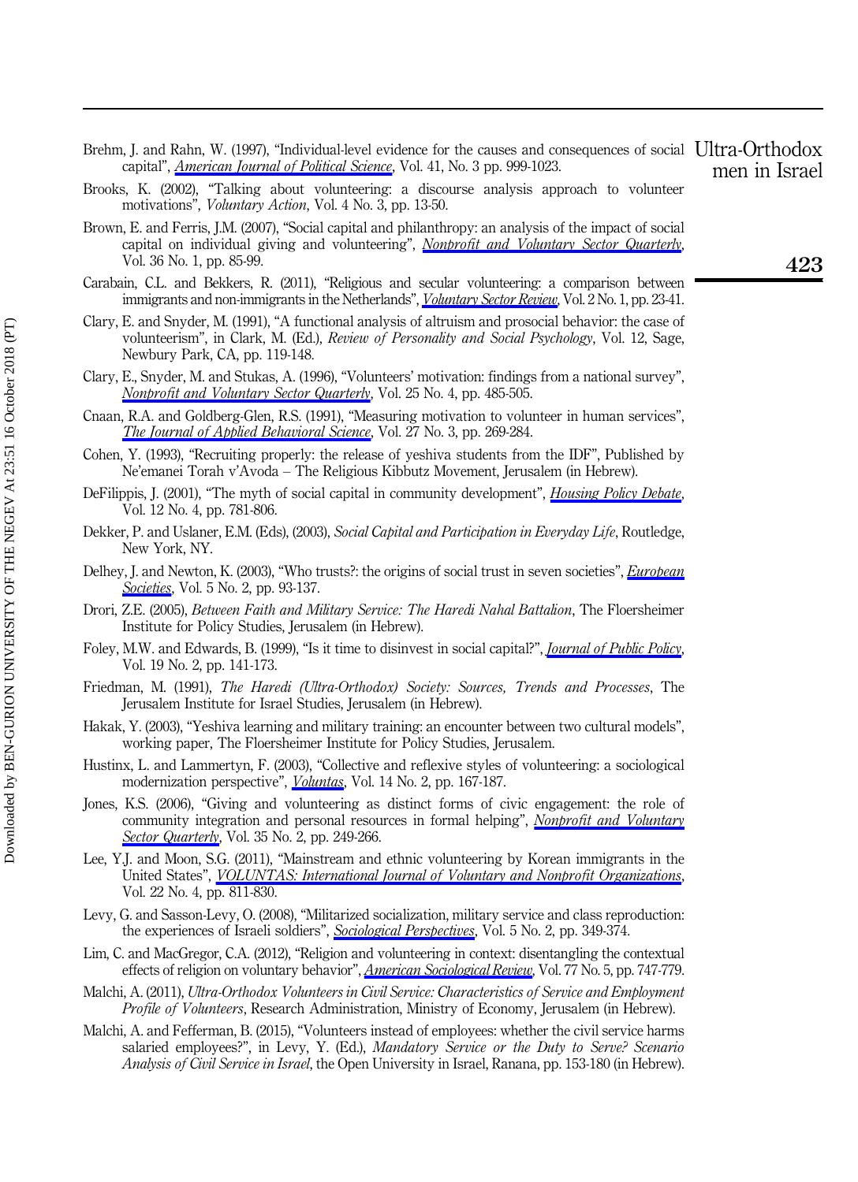Brehm, J. and Rahn, W. (1997), "Individual-level evidence for the causes and consequences of social capital", *American Journal of Political Science*, Vol. 41, No. 3 pp. 999-1023.

Brooks, K. (2002), "Talking about volunteering: a discourse analysis approach to volunteer motivations", *Voluntary Action*, Vol. 4 No. 3, pp. 13-50.

Brown, E. and Ferris, J.M. (2007), "Social capital and philanthropy: an analysis of the impact of social capital on individual giving and volunteering", *Nonprofit and Voluntary Sector Quarterly*, Vol. 36 No. 1, pp. 85-99.

Carabain, C.L. and Bekkers, R. (2011), "Religious and secular volunteering: a comparison between immigrants and non-immigrants in the Netherlands", *Voluntary Sector Review*, Vol. 2 No. 1, pp. 23-41.

Clary, E. and Snyder, M. (1991), "A functional analysis of altruism and prosocial behavior: the case of volunteerism", in Clark, M. (Ed.), *Review of Personality and Social Psychology*, Vol. 12, Sage, Newbury Park, CA, pp. 119-148.

Clary, E., Snyder, M. and Stukas, A. (1996), "Volunteers' motivation: findings from a national survey", *Nonprofit and Voluntary Sector Quarterly*, Vol. 25 No. 4, pp. 485-505.

Cnaan, R.A. and Goldberg-Glen, R.S. (1991), "Measuring motivation to volunteer in human services", *The Journal of Applied Behavioral Science*, Vol. 27 No. 3, pp. 269-284.

Cohen, Y. (1993), "Recruiting properly: the release of yeshiva students from the IDF", Published by Ne'emanei Torah v'Avoda – The Religious Kibbutz Movement, Jerusalem (in Hebrew).

DeFilippis, J. (2001), "The myth of social capital in community development", *Housing Policy Debate*, Vol. 12 No. 4, pp. 781-806.

Dekker, P. and Uslaner, E.M. (Eds), (2003), *Social Capital and Participation in Everyday Life*, Routledge, New York, NY.

Delhey, J. and Newton, K. (2003), "Who trusts?: the origins of social trust in seven societies", *European Societies*, Vol. 5 No. 2, pp. 93-137.

Drori, Z.E. (2005), *Between Faith and Military Service: The Haredi Nahal Battalion*, The Floersheimer Institute for Policy Studies, Jerusalem (in Hebrew).

Foley, M.W. and Edwards, B. (1999), "Is it time to disinvest in social capital?", *Journal of Public Policy*, Vol. 19 No. 2, pp. 141-173.

Friedman, M. (1991), *The Haredi (Ultra-Orthodox) Society: Sources, Trends and Processes*, The Jerusalem Institute for Israel Studies, Jerusalem (in Hebrew).

Hakak, Y. (2003), "Yeshiva learning and military training: an encounter between two cultural models", working paper, The Floersheimer Institute for Policy Studies, Jerusalem.

Hustinx, L. and Lammertyn, F. (2003), "Collective and reflexive styles of volunteering: a sociological modernization perspective", *Voluntas*, Vol. 14 No. 2, pp. 167-187.

Jones, K.S. (2006), "Giving and volunteering as distinct forms of civic engagement: the role of community integration and personal resources in formal helping", *Nonprofit and Voluntary Sector Quarterly*, Vol. 35 No. 2, pp. 249-266.

Lee, Y.J. and Moon, S.G. (2011), "Mainstream and ethnic volunteering by Korean immigrants in the United States", *VOLUNTAS: International Journal of Voluntary and Nonprofit Organizations*, Vol. 22 No. 4, pp. 811-830.

Levy, G. and Sasson-Levy, O. (2008), "Militarized socialization, military service and class reproduction: the experiences of Israeli soldiers", *Sociological Perspectives*, Vol. 5 No. 2, pp. 349-374.

Lim, C. and MacGregor, C.A. (2012), "Religion and volunteering in context: disentangling the contextual effects of religion on voluntary behavior", *American Sociological Review*, Vol. 77 No. 5, pp. 747-779.

Malchi, A. (2011), *Ultra-Orthodox Volunteers in Civil Service: Characteristics of Service and Employment Profile of Volunteers*, Research Administration, Ministry of Economy, Jerusalem (in Hebrew).

Malchi, A. and Fefferman, B. (2015), "Volunteers instead of employees: whether the civil service harms salaried employees?", in Levy, Y. (Ed.), *Mandatory Service or the Duty to Serve? Scenario Analysis of Civil Service in Israel*, the Open University in Israel, Ranana, pp. 153-180 (in Hebrew).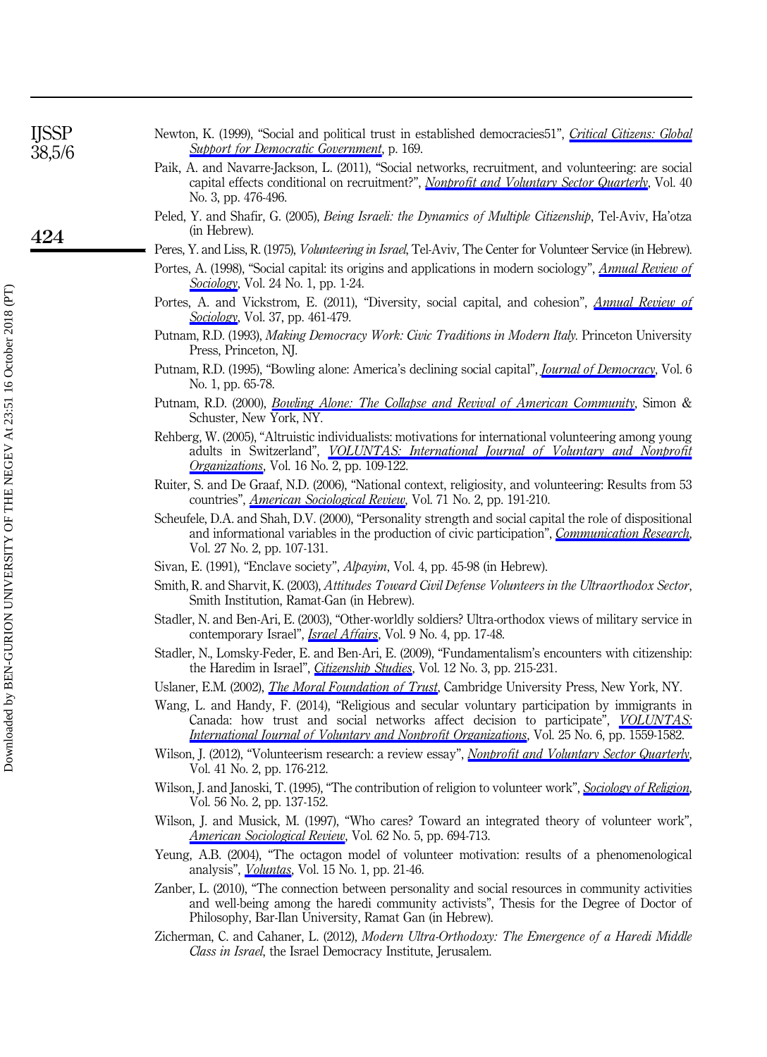Newton, K. (1999), "Social and political trust in established democracies51", *Critical Citizens: Global Support for Democratic Government*, p. 169.

Paik, A. and Navarre-Jackson, L. (2011), "Social networks, recruitment, and volunteering: are social capital effects conditional on recruitment?", *Nonprofit and Voluntary Sector Quarterly*, Vol. 40 No. 3, pp. 476-496.

Peled, Y. and Shafir, G. (2005), *Being Israeli: the Dynamics of Multiple Citizenship*, Tel-Aviv, Ha'otza (in Hebrew).

Peres, Y. and Liss, R. (1975), *Volunteering in Israel*, Tel-Aviv, The Center for Volunteer Service (in Hebrew).

Portes, A. (1998), "Social capital: its origins and applications in modern sociology", *Annual Review of Sociology*, Vol. 24 No. 1, pp. 1-24.

Portes, A. and Vickstrom, E. (2011), "Diversity, social capital, and cohesion", *Annual Review of Sociology*, Vol. 37, pp. 461-479.

Putnam, R.D. (1993), *Making Democracy Work: Civic Traditions in Modern Italy.* Princeton University Press, Princeton, NJ.

Putnam, R.D. (1995), "Bowling alone: America's declining social capital", *Journal of Democracy*, Vol. 6 No. 1, pp. 65-78.

Putnam, R.D. (2000), *Bowling Alone: The Collapse and Revival of American Community*, Simon & Schuster, New York, NY.

Rehberg, W. (2005), "Altruistic individualists: motivations for international volunteering among young adults in Switzerland", *VOLUNTAS: International Journal of Voluntary and Nonprofit Organizations*, Vol. 16 No. 2, pp. 109-122.

Ruiter, S. and De Graaf, N.D. (2006), "National context, religiosity, and volunteering: Results from 53 countries", *American Sociological Review*, Vol. 71 No. 2, pp. 191-210.

Scheufele, D.A. and Shah, D.V. (2000), "Personality strength and social capital the role of dispositional and informational variables in the production of civic participation", *Communication Research*, Vol. 27 No. 2, pp. 107-131.

Sivan, E. (1991), "Enclave society", *Alpayim*, Vol. 4, pp. 45-98 (in Hebrew).

Smith, R. and Sharvit, K. (2003), *Attitudes Toward Civil Defense Volunteers in the Ultraorthodox Sector*, Smith Institution, Ramat-Gan (in Hebrew).

Stadler, N. and Ben-Ari, E. (2003), "Other-worldly soldiers? Ultra-orthodox views of military service in contemporary Israel", *Israel Affairs*, Vol. 9 No. 4, pp. 17-48.

Stadler, N., Lomsky-Feder, E. and Ben-Ari, E. (2009), "Fundamentalism's encounters with citizenship: the Haredim in Israel", *Citizenship Studies*, Vol. 12 No. 3, pp. 215-231.

Uslaner, E.M. (2002), *The Moral Foundation of Trust*, Cambridge University Press, New York, NY.

Wang, L. and Handy, F. (2014), "Religious and secular voluntary participation by immigrants in Canada: how trust and social networks affect decision to participate", *VOLUNTAS: International Journal of Voluntary and Nonprofit Organizations*, Vol. 25 No. 6, pp. 1559-1582.

Wilson, J. (2012), "Volunteerism research: a review essay", *Nonprofit and Voluntary Sector Quarterly*, Vol. 41 No. 2, pp. 176-212.

Wilson, J. and Janoski, T. (1995), "The contribution of religion to volunteer work", *Sociology of Religion*, Vol. 56 No. 2, pp. 137-152.

Wilson, J. and Musick, M. (1997), "Who cares? Toward an integrated theory of volunteer work", *American Sociological Review*, Vol. 62 No. 5, pp. 694-713.

Yeung, A.B. (2004), "The octagon model of volunteer motivation: results of a phenomenological analysis", *Voluntas*, Vol. 15 No. 1, pp. 21-46.

Zanber, L. (2010), "The connection between personality and social resources in community activities and well-being among the haredi community activists", Thesis for the Degree of Doctor of Philosophy, Bar-Ilan University, Ramat Gan (in Hebrew).

Zicherman, C. and Cahaner, L. (2012), *Modern Ultra-Orthodoxy: The Emergence of a Haredi Middle Class in Israel*, the Israel Democracy Institute, Jerusalem.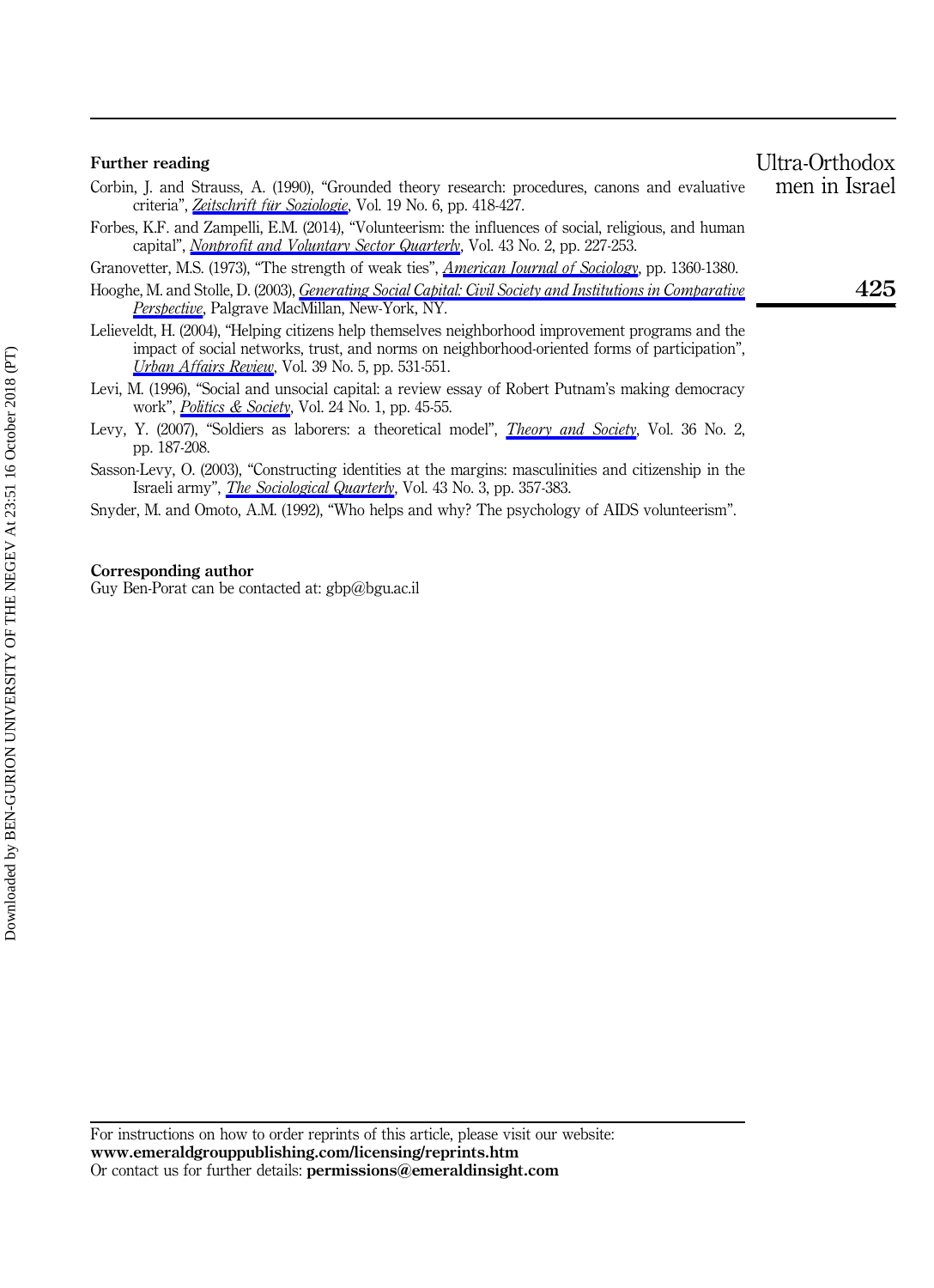## Further reading

Corbin, J. and Strauss, A. (1990), "Grounded theory research: procedures, canons and evaluative criteria", *Zeitschrift für Soziologie*, Vol. 19 No. 6, pp. 418-427.

Forbes, K.F. and Zampelli, E.M. (2014), "Volunteerism: the influences of social, religious, and human capital", *Nonprofit and Voluntary Sector Quarterly*, Vol. 43 No. 2, pp. 227-253.

Granovetter, M.S. (1973), "The strength of weak ties", *American Journal of Sociology*, pp. 1360-1380.

Hooghe, M. and Stolle, D. (2003), *Generating Social Capital: Civil Society and Institutions in Comparative Perspective*, Palgrave MacMillan, New-York, NY.

Lelieveldt, H. (2004), "Helping citizens help themselves neighborhood improvement programs and the impact of social networks, trust, and norms on neighborhood-oriented forms of participation", *Urban Affairs Review*, Vol. 39 No. 5, pp. 531-551.

Levi, M. (1996), "Social and unsocial capital: a review essay of Robert Putnam's making democracy work", *Politics & Society*, Vol. 24 No. 1, pp. 45-55.

Levy, Y. (2007), "Soldiers as laborers: a theoretical model", *Theory and Society*, Vol. 36 No. 2, pp. 187-208.

Sasson-Levy, O. (2003), "Constructing identities at the margins: masculinities and citizenship in the Israeli army", *The Sociological Quarterly*, Vol. 43 No. 3, pp. 357-383.

Snyder, M. and Omoto, A.M. (1992), "Who helps and why? The psychology of AIDS volunteerism".

## Corresponding author

Guy Ben-Porat can be contacted at: gbp@bgu.ac.il

For instructions on how to order reprints of this article, please visit our website:
**www.emeraldgrouppublishing.com/licensing/reprints.htm**
Or contact us for further details: **permissions@emeraldinsight.com**